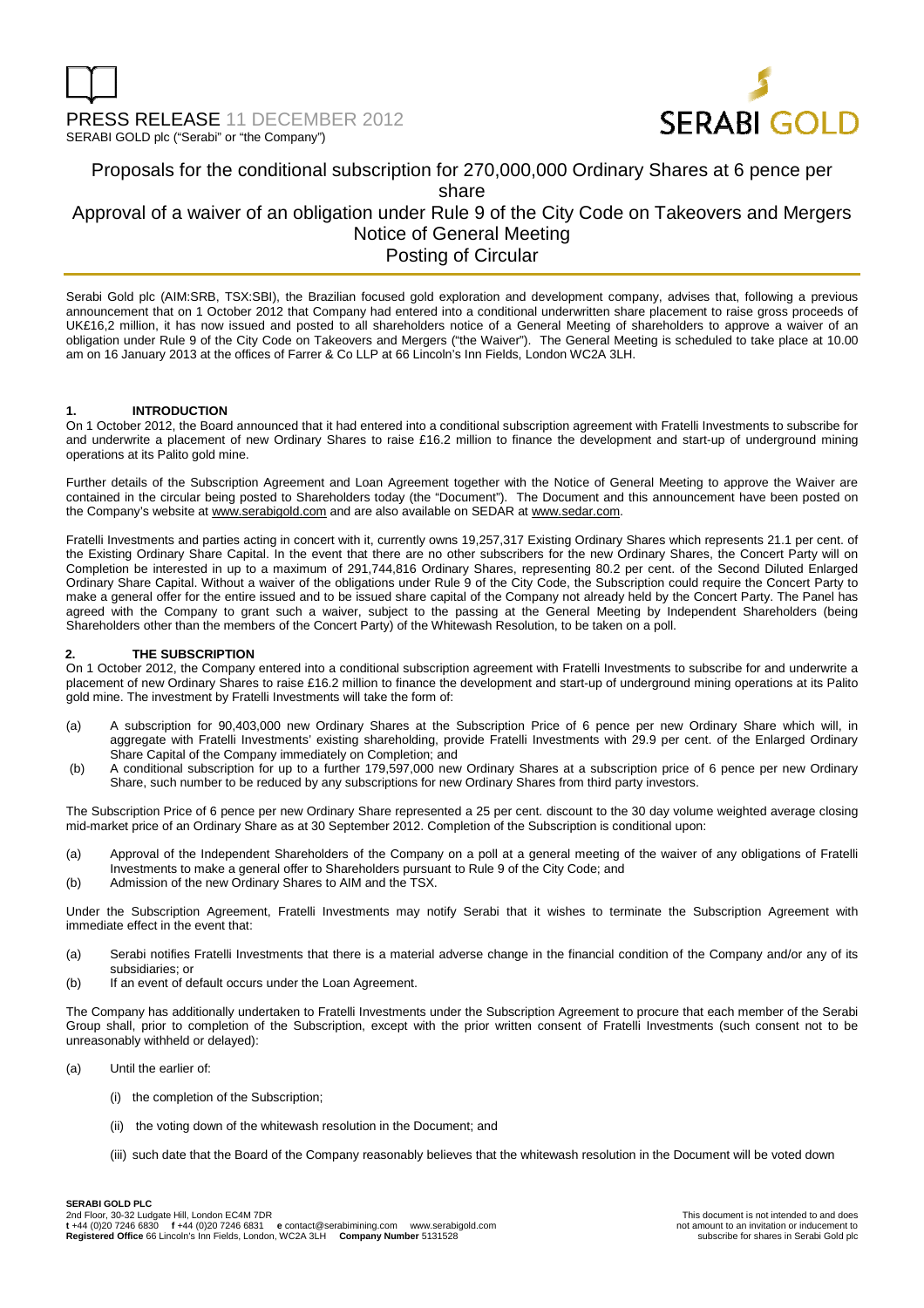PRESS RELEASE 11 DECEMBER 2012

SERABI GOLD plc ("Serabi" or "the Company")

# Proposals for the conditional subscription for 270,000,000 Ordinary Shares at 6 pence per share

# Approval of a waiver of an obligation under Rule 9 of the City Code on Takeovers and Mergers

# Notice of General Meeting

# Posting of Circular

Serabi Gold plc (AIM:SRB, TSX:SBI), the Brazilian focused gold exploration and development company, advises that, following a previous announcement that on 1 October 2012 that Company had entered into a conditional underwritten share placement to raise gross proceeds of UK£16,2 million, it has now issued and posted to all shareholders notice of a General Meeting of shareholders to approve a waiver of an obligation under Rule 9 of the City Code on Takeovers and Mergers ("the Waiver"). The General Meeting is scheduled to take place at 10.00 am on 16 January 2013 at the offices of Farrer & Co LLP at 66 Lincoln's Inn Fields, London WC2A 3LH.

## 1. INTRODUCTION

On 1 October 2012, the Board announced that it had entered into a conditional subscription agreement with Fratelli Investments to subscribe for and underwrite a placement of new Ordinary Shares to raise £16.2 million to finance the development and start-up of underground mining operations at its Palito gold mine.

Further details of the Subscription Agreement and Loan Agreement together with the Notice of General Meeting to approve the Waiver are contained in the circular being posted to Shareholders today (the "Document"). The Document and this announcement have been posted on the Company's website at www.serabigold.com and are also available on SEDAR at www.sedar.com.

Fratelli Investments and parties acting in concert with it, currently owns 19,257,317 Existing Ordinary Shares which represents 21.1 per cent. of the Existing Ordinary Share Capital. In the event that there are no other subscribers for the new Ordinary Shares, the Concert Party will on Completion be interested in up to a maximum of 291,744,816 Ordinary Shares, representing 80.2 per cent. of the Second Diluted Enlarged Ordinary Share Capital. Without a waiver of the obligations under Rule 9 of the City Code, the Subscription could require the Concert Party to make a general offer for the entire issued and to be issued share capital of the Company not already held by the Concert Party. The Panel has agreed with the Company to grant such a waiver, subject to the passing at the General Meeting by Independent Shareholders (being Shareholders other than the members of the Concert Party) of the Whitewash Resolution, to be taken on a poll.

## 2. THE SUBSCRIPTION

On 1 October 2012, the Company entered into a conditional subscription agreement with Fratelli Investments to subscribe for and underwrite a placement of new Ordinary Shares to raise £16.2 million to finance the development and start-up of underground mining operations at its Palito gold mine. The investment by Fratelli Investments will take the form of:

(a) A subscription for 90,403,000 new Ordinary Shares at the Subscription Price of 6 pence per new Ordinary Share which will, in aggregate with Fratelli Investments' existing shareholding, provide Fratelli Investments with 29.9 per cent. of the Enlarged Ordinary Share Capital of the Company immediately on Completion; and

(b) A conditional subscription for up to a further 179,597,000 new Ordinary Shares at a subscription price of 6 pence per new Ordinary Share, such number to be reduced by any subscriptions for new Ordinary Shares from third party investors.

The Subscription Price of 6 pence per new Ordinary Share represented a 25 per cent. discount to the 30 day volume weighted average closing mid-market price of an Ordinary Share as at 30 September 2012. Completion of the Subscription is conditional upon:

(a) Approval of the Independent Shareholders of the Company on a poll at a general meeting of the waiver of any obligations of Fratelli Investments to make a general offer to Shareholders pursuant to Rule 9 of the City Code; and

(b) Admission of the new Ordinary Shares to AIM and the TSX.

Under the Subscription Agreement, Fratelli Investments may notify Serabi that it wishes to terminate the Subscription Agreement with immediate effect in the event that:

(a) Serabi notifies Fratelli Investments that there is a material adverse change in the financial condition of the Company and/or any of its subsidiaries; or

(b) If an event of default occurs under the Loan Agreement.

The Company has additionally undertaken to Fratelli Investments under the Subscription Agreement to procure that each member of the Serabi Group shall, prior to completion of the Subscription, except with the prior written consent of Fratelli Investments (such consent not to be unreasonably withheld or delayed):

(a) Until the earlier of:

   (i) the completion of the Subscription;

   (ii) the voting down of the whitewash resolution in the Document; and

   (iii) such date that the Board of the Company reasonably believes that the whitewash resolution in the Document will be voted down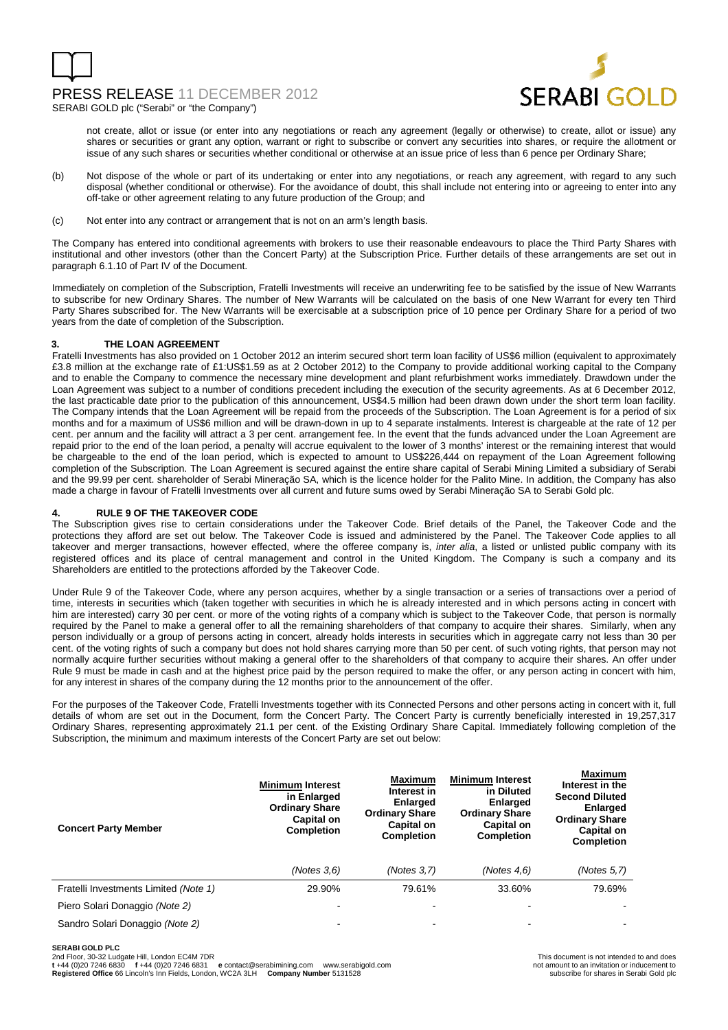not create, allot or issue (or enter into any negotiations or reach any agreement (legally or otherwise) to create, allot or issue) any shares or securities or grant any option, warrant or right to subscribe or convert any securities into shares, or require the allotment or issue of any such shares or securities whether conditional or otherwise at an issue price of less than 6 pence per Ordinary Share;

(b) Not dispose of the whole or part of its undertaking or enter into any negotiations, or reach any agreement, with regard to any such disposal (whether conditional or otherwise). For the avoidance of doubt, this shall include not entering into or agreeing to enter into any off-take or other agreement relating to any future production of the Group; and

(c) Not enter into any contract or arrangement that is not on an arm's length basis.

The Company has entered into conditional agreements with brokers to use their reasonable endeavours to place the Third Party Shares with institutional and other investors (other than the Concert Party) at the Subscription Price. Further details of these arrangements are set out in paragraph 6.1.10 of Part IV of the Document.

Immediately on completion of the Subscription, Fratelli Investments will receive an underwriting fee to be satisfied by the issue of New Warrants to subscribe for new Ordinary Shares. The number of New Warrants will be calculated on the basis of one New Warrant for every ten Third Party Shares subscribed for. The New Warrants will be exercisable at a subscription price of 10 pence per Ordinary Share for a period of two years from the date of completion of the Subscription.

## 3. THE LOAN AGREEMENT

Fratelli Investments has also provided on 1 October 2012 an interim secured short term loan facility of US$6 million (equivalent to approximately £3.8 million at the exchange rate of £1:US$1.59 as at 2 October 2012) to the Company to provide additional working capital to the Company and to enable the Company to commence the necessary mine development and plant refurbishment works immediately. Drawdown under the Loan Agreement was subject to a number of conditions precedent including the execution of the security agreements. As at 6 December 2012, the last practicable date prior to the publication of this announcement, US$4.5 million had been drawn down under the short term loan facility. The Company intends that the Loan Agreement will be repaid from the proceeds of the Subscription. The Loan Agreement is for a period of six months and for a maximum of US$6 million and will be drawn-down in up to 4 separate instalments. Interest is chargeable at the rate of 12 per cent. per annum and the facility will attract a 3 per cent. arrangement fee. In the event that the funds advanced under the Loan Agreement are repaid prior to the end of the loan period, a penalty will accrue equivalent to the lower of 3 months' interest or the remaining interest that would be chargeable to the end of the loan period, which is expected to amount to US$226,444 on repayment of the Loan Agreement following completion of the Subscription. The Loan Agreement is secured against the entire share capital of Serabi Mining Limited a subsidiary of Serabi and the 99.99 per cent. shareholder of Serabi Mineração SA, which is the licence holder for the Palito Mine. In addition, the Company has also made a charge in favour of Fratelli Investments over all current and future sums owed by Serabi Mineração SA to Serabi Gold plc.

## 4. RULE 9 OF THE TAKEOVER CODE

The Subscription gives rise to certain considerations under the Takeover Code. Brief details of the Panel, the Takeover Code and the protections they afford are set out below. The Takeover Code is issued and administered by the Panel. The Takeover Code applies to all takeover and merger transactions, however effected, where the offeree company is, *inter alia*, a listed or unlisted public company with its registered offices and its place of central management and control in the United Kingdom. The Company is such a company and its Shareholders are entitled to the protections afforded by the Takeover Code.

Under Rule 9 of the Takeover Code, where any person acquires, whether by a single transaction or a series of transactions over a period of time, interests in securities which (taken together with securities in which he is already interested and in which persons acting in concert with him are interested) carry 30 per cent. or more of the voting rights of a company which is subject to the Takeover Code, that person is normally required by the Panel to make a general offer to all the remaining shareholders of that company to acquire their shares. Similarly, when any person individually or a group of persons acting in concert, already holds interests in securities which in aggregate carry not less than 30 per cent. of the voting rights of such a company but does not hold shares carrying more than 50 per cent. of such voting rights, that person may not normally acquire further securities without making a general offer to the shareholders of that company to acquire their shares. An offer under Rule 9 must be made in cash and at the highest price paid by the person required to make the offer, or any person acting in concert with him, for any interest in shares of the company during the 12 months prior to the announcement of the offer.

For the purposes of the Takeover Code, Fratelli Investments together with its Connected Persons and other persons acting in concert with it, full details of whom are set out in the Document, form the Concert Party. The Concert Party is currently beneficially interested in 19,257,317 Ordinary Shares, representing approximately 21.1 per cent. of the Existing Ordinary Share Capital. Immediately following completion of the Subscription, the minimum and maximum interests of the Concert Party are set out below:

| Concert Party Member | **Minimum** Interest in Enlarged Ordinary Share Capital on Completion | **Maximum** Interest in Enlarged Ordinary Share Capital on Completion | **Minimum** Interest in Diluted Enlarged Ordinary Share Capital on Completion | **Maximum** Interest in the Second Diluted Enlarged Ordinary Share Capital on Completion |
|---|---|---|---|---|
| | *(Notes 3,6)* | *(Notes 3,7)* | *(Notes 4,6)* | *(Notes 5,7)* |
| Fratelli Investments Limited *(Note 1)* | 29.90% | 79.61% | 33.60% | 79.69% |
| Piero Solari Donaggio *(Note 2)* | - | - | - | - |
| Sandro Solari Donaggio *(Note 2)* | - | - | - | - |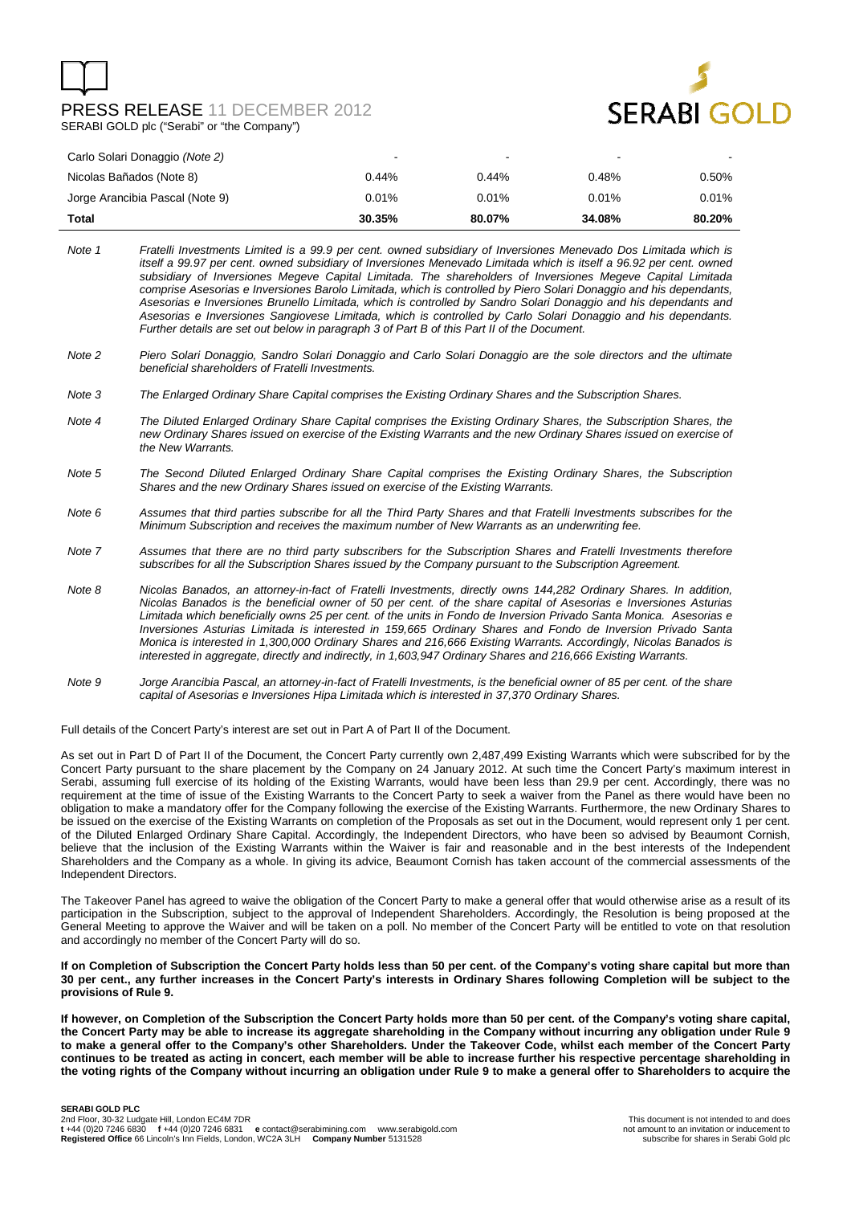| | | | | |
|---|---|---|---|---|
| Carlo Solari Donaggio *(Note 2)* | - | - | - | - |
| Nicolas Bañados (Note 8) | 0.44% | 0.44% | 0.48% | 0.50% |
| Jorge Arancibia Pascal (Note 9) | 0.01% | 0.01% | 0.01% | 0.01% |
| **Total** | **30.35%** | **80.07%** | **34.08%** | **80.20%** |

*Note 1* *Fratelli Investments Limited is a 99.9 per cent. owned subsidiary of Inversiones Menevado Dos Limitada which is itself a 99.97 per cent. owned subsidiary of Inversiones Menevado Limitada which is itself a 96.92 per cent. owned subsidiary of Inversiones Megeve Capital Limitada. The shareholders of Inversiones Megeve Capital Limitada comprise Asesorias e Inversiones Barolo Limitada, which is controlled by Piero Solari Donaggio and his dependants, Asesorias e Inversiones Brunello Limitada, which is controlled by Sandro Solari Donaggio and his dependants and Asesorias e Inversiones Sangiovese Limitada, which is controlled by Carlo Solari Donaggio and his dependants. Further details are set out below in paragraph 3 of Part B of this Part II of the Document.*

*Note 2* *Piero Solari Donaggio, Sandro Solari Donaggio and Carlo Solari Donaggio are the sole directors and the ultimate beneficial shareholders of Fratelli Investments.*

*Note 3* *The Enlarged Ordinary Share Capital comprises the Existing Ordinary Shares and the Subscription Shares.*

*Note 4* *The Diluted Enlarged Ordinary Share Capital comprises the Existing Ordinary Shares, the Subscription Shares, the new Ordinary Shares issued on exercise of the Existing Warrants and the new Ordinary Shares issued on exercise of the New Warrants.*

*Note 5* *The Second Diluted Enlarged Ordinary Share Capital comprises the Existing Ordinary Shares, the Subscription Shares and the new Ordinary Shares issued on exercise of the Existing Warrants.*

*Note 6* *Assumes that third parties subscribe for all the Third Party Shares and that Fratelli Investments subscribes for the Minimum Subscription and receives the maximum number of New Warrants as an underwriting fee.*

*Note 7* *Assumes that there are no third party subscribers for the Subscription Shares and Fratelli Investments therefore subscribes for all the Subscription Shares issued by the Company pursuant to the Subscription Agreement.*

*Note 8* *Nicolas Banados, an attorney-in-fact of Fratelli Investments, directly owns 144,282 Ordinary Shares. In addition, Nicolas Banados is the beneficial owner of 50 per cent. of the share capital of Asesorias e Inversiones Asturias Limitada which beneficially owns 25 per cent. of the units in Fondo de Inversion Privado Santa Monica. Asesorias e Inversiones Asturias Limitada is interested in 159,665 Ordinary Shares and Fondo de Inversion Privado Santa Monica is interested in 1,300,000 Ordinary Shares and 216,666 Existing Warrants. Accordingly, Nicolas Banados is interested in aggregate, directly and indirectly, in 1,603,947 Ordinary Shares and 216,666 Existing Warrants.*

*Note 9* *Jorge Arancibia Pascal, an attorney-in-fact of Fratelli Investments, is the beneficial owner of 85 per cent. of the share capital of Asesorias e Inversiones Hipa Limitada which is interested in 37,370 Ordinary Shares.*

Full details of the Concert Party's interest are set out in Part A of Part II of the Document.

As set out in Part D of Part II of the Document, the Concert Party currently own 2,487,499 Existing Warrants which were subscribed for by the Concert Party pursuant to the share placement by the Company on 24 January 2012. At such time the Concert Party's maximum interest in Serabi, assuming full exercise of its holding of the Existing Warrants, would have been less than 29.9 per cent. Accordingly, there was no requirement at the time of issue of the Existing Warrants to the Concert Party to seek a waiver from the Panel as there would have been no obligation to make a mandatory offer for the Company following the exercise of the Existing Warrants. Furthermore, the new Ordinary Shares to be issued on the exercise of the Existing Warrants on completion of the Proposals as set out in the Document, would represent only 1 per cent. of the Diluted Enlarged Ordinary Share Capital. Accordingly, the Independent Directors, who have been so advised by Beaumont Cornish, believe that the inclusion of the Existing Warrants within the Waiver is fair and reasonable and in the best interests of the Independent Shareholders and the Company as a whole. In giving its advice, Beaumont Cornish has taken account of the commercial assessments of the Independent Directors.

The Takeover Panel has agreed to waive the obligation of the Concert Party to make a general offer that would otherwise arise as a result of its participation in the Subscription, subject to the approval of Independent Shareholders. Accordingly, the Resolution is being proposed at the General Meeting to approve the Waiver and will be taken on a poll. No member of the Concert Party will be entitled to vote on that resolution and accordingly no member of the Concert Party will do so.

**If on Completion of Subscription the Concert Party holds less than 50 per cent. of the Company's voting share capital but more than 30 per cent., any further increases in the Concert Party's interests in Ordinary Shares following Completion will be subject to the provisions of Rule 9.**

**If however, on Completion of the Subscription the Concert Party holds more than 50 per cent. of the Company's voting share capital, the Concert Party may be able to increase its aggregate shareholding in the Company without incurring any obligation under Rule 9 to make a general offer to the Company's other Shareholders. Under the Takeover Code, whilst each member of the Concert Party continues to be treated as acting in concert, each member will be able to increase further his respective percentage shareholding in the voting rights of the Company without incurring an obligation under Rule 9 to make a general offer to Shareholders to acquire the**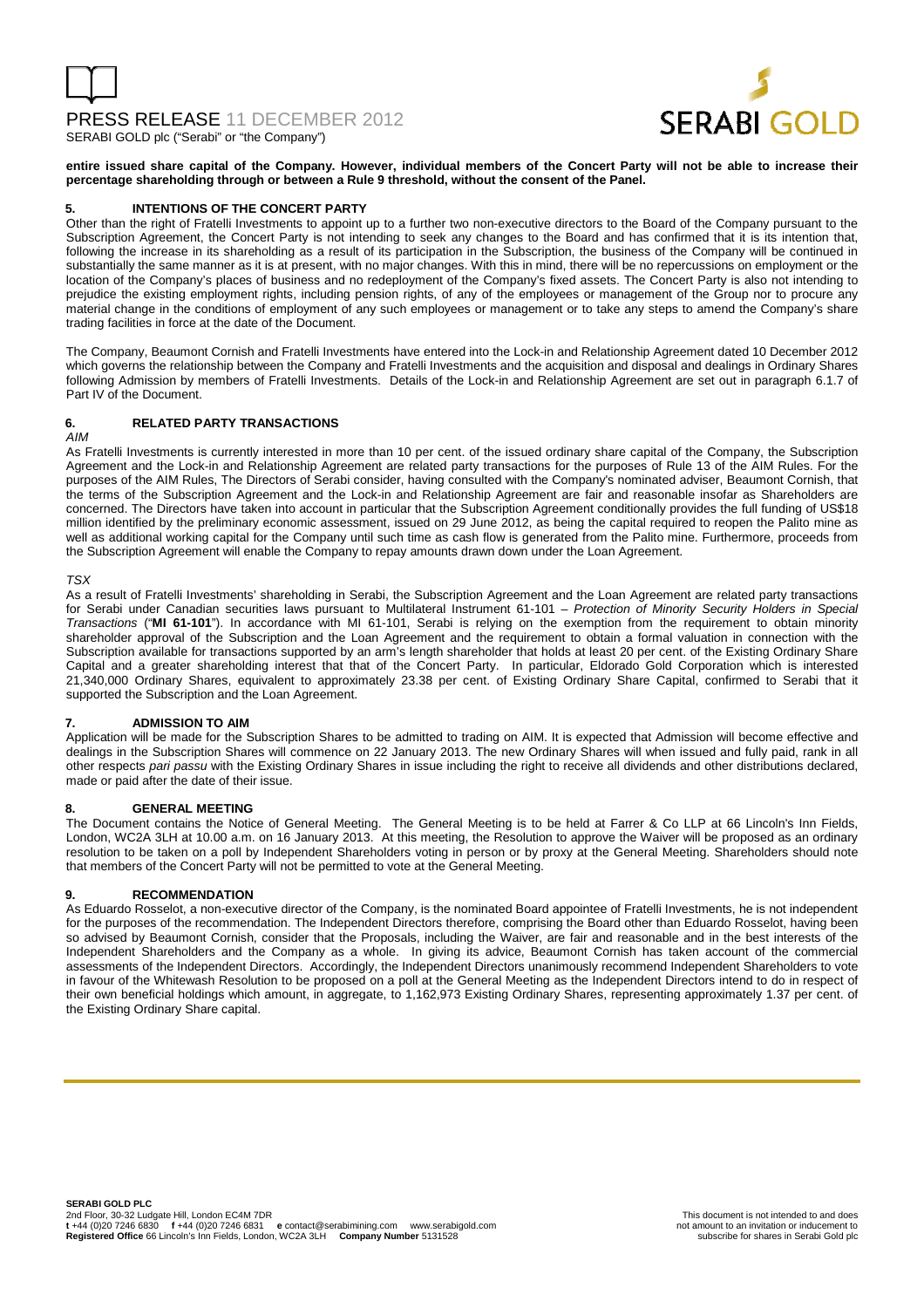**entire issued share capital of the Company. However, individual members of the Concert Party will not be able to increase their percentage shareholding through or between a Rule 9 threshold, without the consent of the Panel.**

## 5. INTENTIONS OF THE CONCERT PARTY

Other than the right of Fratelli Investments to appoint up to a further two non-executive directors to the Board of the Company pursuant to the Subscription Agreement, the Concert Party is not intending to seek any changes to the Board and has confirmed that it is its intention that, following the increase in its shareholding as a result of its participation in the Subscription, the business of the Company will be continued in substantially the same manner as it is at present, with no major changes. With this in mind, there will be no repercussions on employment or the location of the Company's places of business and no redeployment of the Company's fixed assets. The Concert Party is also not intending to prejudice the existing employment rights, including pension rights, of any of the employees or management of the Group nor to procure any material change in the conditions of employment of any such employees or management or to take any steps to amend the Company's share trading facilities in force at the date of the Document.

The Company, Beaumont Cornish and Fratelli Investments have entered into the Lock-in and Relationship Agreement dated 10 December 2012 which governs the relationship between the Company and Fratelli Investments and the acquisition and disposal and dealings in Ordinary Shares following Admission by members of Fratelli Investments. Details of the Lock-in and Relationship Agreement are set out in paragraph 6.1.7 of Part IV of the Document.

## 6. RELATED PARTY TRANSACTIONS

*AIM*

As Fratelli Investments is currently interested in more than 10 per cent. of the issued ordinary share capital of the Company, the Subscription Agreement and the Lock-in and Relationship Agreement are related party transactions for the purposes of Rule 13 of the AIM Rules. For the purposes of the AIM Rules, The Directors of Serabi consider, having consulted with the Company's nominated adviser, Beaumont Cornish, that the terms of the Subscription Agreement and the Lock-in and Relationship Agreement are fair and reasonable insofar as Shareholders are concerned. The Directors have taken into account in particular that the Subscription Agreement conditionally provides the full funding of US$18 million identified by the preliminary economic assessment, issued on 29 June 2012, as being the capital required to reopen the Palito mine as well as additional working capital for the Company until such time as cash flow is generated from the Palito mine. Furthermore, proceeds from the Subscription Agreement will enable the Company to repay amounts drawn down under the Loan Agreement.

*TSX*

As a result of Fratelli Investments' shareholding in Serabi, the Subscription Agreement and the Loan Agreement are related party transactions for Serabi under Canadian securities laws pursuant to Multilateral Instrument 61-101 – *Protection of Minority Security Holders in Special Transactions* ("**MI 61-101**"). In accordance with MI 61-101, Serabi is relying on the exemption from the requirement to obtain minority shareholder approval of the Subscription and the Loan Agreement and the requirement to obtain a formal valuation in connection with the Subscription available for transactions supported by an arm's length shareholder that holds at least 20 per cent. of the Existing Ordinary Share Capital and a greater shareholding interest that that of the Concert Party. In particular, Eldorado Gold Corporation which is interested 21,340,000 Ordinary Shares, equivalent to approximately 23.38 per cent. of Existing Ordinary Share Capital, confirmed to Serabi that it supported the Subscription and the Loan Agreement.

## 7. ADMISSION TO AIM

Application will be made for the Subscription Shares to be admitted to trading on AIM. It is expected that Admission will become effective and dealings in the Subscription Shares will commence on 22 January 2013. The new Ordinary Shares will when issued and fully paid, rank in all other respects *pari passu* with the Existing Ordinary Shares in issue including the right to receive all dividends and other distributions declared, made or paid after the date of their issue.

## 8. GENERAL MEETING

The Document contains the Notice of General Meeting. The General Meeting is to be held at Farrer & Co LLP at 66 Lincoln's Inn Fields, London, WC2A 3LH at 10.00 a.m. on 16 January 2013. At this meeting, the Resolution to approve the Waiver will be proposed as an ordinary resolution to be taken on a poll by Independent Shareholders voting in person or by proxy at the General Meeting. Shareholders should note that members of the Concert Party will not be permitted to vote at the General Meeting.

## 9. RECOMMENDATION

As Eduardo Rosselot, a non-executive director of the Company, is the nominated Board appointee of Fratelli Investments, he is not independent for the purposes of the recommendation. The Independent Directors therefore, comprising the Board other than Eduardo Rosselot, having been so advised by Beaumont Cornish, consider that the Proposals, including the Waiver, are fair and reasonable and in the best interests of the Independent Shareholders and the Company as a whole. In giving its advice, Beaumont Cornish has taken account of the commercial assessments of the Independent Directors. Accordingly, the Independent Directors unanimously recommend Independent Shareholders to vote in favour of the Whitewash Resolution to be proposed on a poll at the General Meeting as the Independent Directors intend to do in respect of their own beneficial holdings which amount, in aggregate, to 1,162,973 Existing Ordinary Shares, representing approximately 1.37 per cent. of the Existing Ordinary Share capital.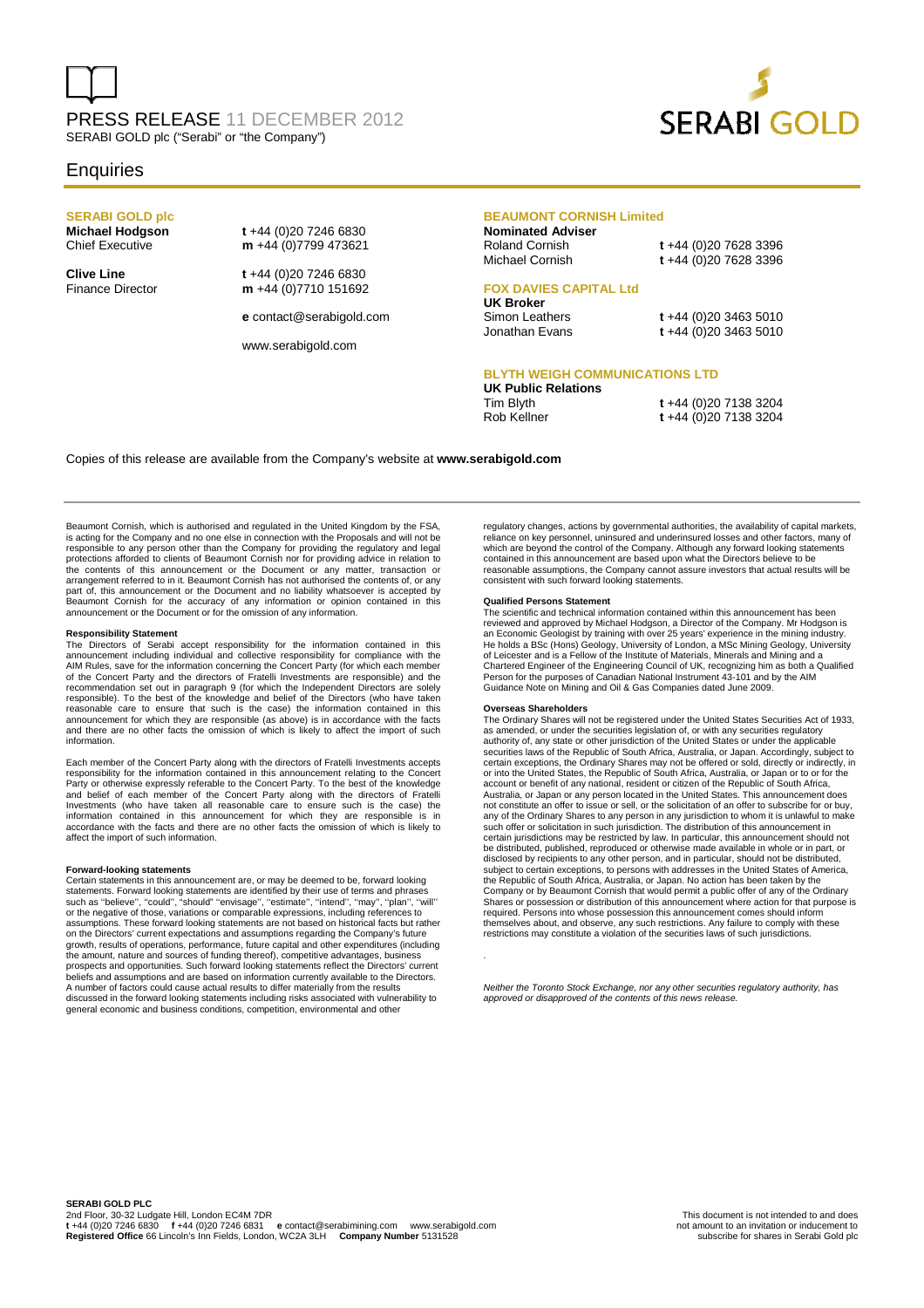PRESS RELEASE 11 DECEMBER 2012

SERABI GOLD plc ("Serabi" or "the Company")

## Enquiries

**SERABI GOLD plc**

**Michael Hodgson** t +44 (0)20 7246 6830
Chief Executive m +44 (0)7799 473621

**Clive Line** t +44 (0)20 7246 6830
Finance Director m +44 (0)7710 151692

e contact@serabigold.com

www.serabigold.com

**BEAUMONT CORNISH Limited**

**Nominated Adviser**
Roland Cornish t +44 (0)20 7628 3396
Michael Cornish t +44 (0)20 7628 3396

**FOX DAVIES CAPITAL Ltd**

**UK Broker**
Simon Leathers t +44 (0)20 3463 5010
Jonathan Evans t +44 (0)20 3463 5010

**BLYTH WEIGH COMMUNICATIONS LTD**

**UK Public Relations**
Tim Blyth t +44 (0)20 7138 3204
Rob Kellner t +44 (0)20 7138 3204

Copies of this release are available from the Company's website at **www.serabigold.com**

---

Beaumont Cornish, which is authorised and regulated in the United Kingdom by the FSA, is acting for the Company and no one else in connection with the Proposals and will not be responsible to any person other than the Company for providing the regulatory and legal protections afforded to clients of Beaumont Cornish nor for providing advice in relation to the contents of this announcement or the Document or any matter, transaction or arrangement referred to in it. Beaumont Cornish has not authorised the contents of, or any part of, this announcement or the Document and no liability whatsoever is accepted by Beaumont Cornish for the accuracy of any information or opinion contained in this announcement or the Document or for the omission of any information.

**Responsibility Statement**

The Directors of Serabi accept responsibility for the information contained in this announcement including individual and collective responsibility for compliance with the AIM Rules, save for the information concerning the Concert Party (for which each member of the Concert Party and the directors of Fratelli Investments are responsible) and the recommendation set out in paragraph 9 (for which the Independent Directors are solely responsible). To the best of the knowledge and belief of the Directors (who have taken reasonable care to ensure that such is the case) the information contained in this announcement for which they are responsible (as above) is in accordance with the facts and there are no other facts the omission of which is likely to affect the import of such information.

Each member of the Concert Party along with the directors of Fratelli Investments accepts responsibility for the information contained in this announcement relating to the Concert Party or otherwise expressly referable to the Concert Party. To the best of the knowledge and belief of each member of the Concert Party along with the directors of Fratelli Investments (who have taken all reasonable care to ensure such is the case) the information contained in this announcement for which they are responsible is in accordance with the facts and there are no other facts the omission of which is likely to affect the import of such information.

**Forward-looking statements**

Certain statements in this announcement are, or may be deemed to be, forward looking statements. Forward looking statements are identified by their use of terms and phrases such as ''believe'', ''could'', "should" ''envisage'', ''estimate'', ''intend'', ''may'', ''plan'', ''will'' or the negative of those, variations or comparable expressions, including references to assumptions. These forward looking statements are not based on historical facts but rather on the Directors' current expectations and assumptions regarding the Company's future growth, results of operations, performance, future capital and other expenditures (including the amount, nature and sources of funding thereof), competitive advantages, business prospects and opportunities. Such forward looking statements reflect the Directors' current beliefs and assumptions and are based on information currently available to the Directors. A number of factors could cause actual results to differ materially from the results discussed in the forward looking statements including risks associated with vulnerability to general economic and business conditions, competition, environmental and other regulatory changes, actions by governmental authorities, the availability of capital markets, reliance on key personnel, uninsured and underinsured losses and other factors, many of which are beyond the control of the Company. Although any forward looking statements contained in this announcement are based upon what the Directors believe to be reasonable assumptions, the Company cannot assure investors that actual results will be consistent with such forward looking statements.

**Qualified Persons Statement**

The scientific and technical information contained within this announcement has been reviewed and approved by Michael Hodgson, a Director of the Company. Mr Hodgson is an Economic Geologist by training with over 25 years' experience in the mining industry. He holds a BSc (Hons) Geology, University of London, a MSc Mining Geology, University of Leicester and is a Fellow of the Institute of Materials, Minerals and Mining and a Chartered Engineer of the Engineering Council of UK, recognizing him as both a Qualified Person for the purposes of Canadian National Instrument 43-101 and by the AIM Guidance Note on Mining and Oil & Gas Companies dated June 2009.

**Overseas Shareholders**

The Ordinary Shares will not be registered under the United States Securities Act of 1933, as amended, or under the securities legislation of, or with any securities regulatory authority of, any state or other jurisdiction of the United States or under the applicable securities laws of the Republic of South Africa, Australia, or Japan. Accordingly, subject to certain exceptions, the Ordinary Shares may not be offered or sold, directly or indirectly, in or into the United States, the Republic of South Africa, Australia, or Japan or to or for the account or benefit of any national, resident or citizen of the Republic of South Africa, Australia, or Japan or any person located in the United States. This announcement does not constitute an offer to issue or sell, or the solicitation of an offer to subscribe for or buy, any of the Ordinary Shares to any person in any jurisdiction to whom it is unlawful to make such offer or solicitation in such jurisdiction. The distribution of this announcement in certain jurisdictions may be restricted by law. In particular, this announcement should not be distributed, published, reproduced or otherwise made available in whole or in part, or disclosed by recipients to any other person, and in particular, should not be distributed, subject to certain exceptions, to persons with addresses in the United States of America, the Republic of South Africa, Australia, or Japan. No action has been taken by the Company or by Beaumont Cornish that would permit a public offer of any of the Ordinary Shares or possession or distribution of this announcement where action for that purpose is required. Persons into whose possession this announcement comes should inform themselves about, and observe, any such restrictions. Any failure to comply with these restrictions may constitute a violation of the securities laws of such jurisdictions.

*Neither the Toronto Stock Exchange, nor any other securities regulatory authority, has approved or disapproved of the contents of this news release.*

**SERABI GOLD PLC**
2nd Floor, 30-32 Ludgate Hill, London EC4M 7DR
**t** +44 (0)20 7246 6830 **f** +44 (0)20 7246 6831 **e** contact@serabimining.com www.serabigold.com
**Registered Office** 66 Lincoln's Inn Fields, London, WC2A 3LH **Company Number** 5131528

This document is not intended to and does not amount to an invitation or inducement to subscribe for shares in Serabi Gold plc